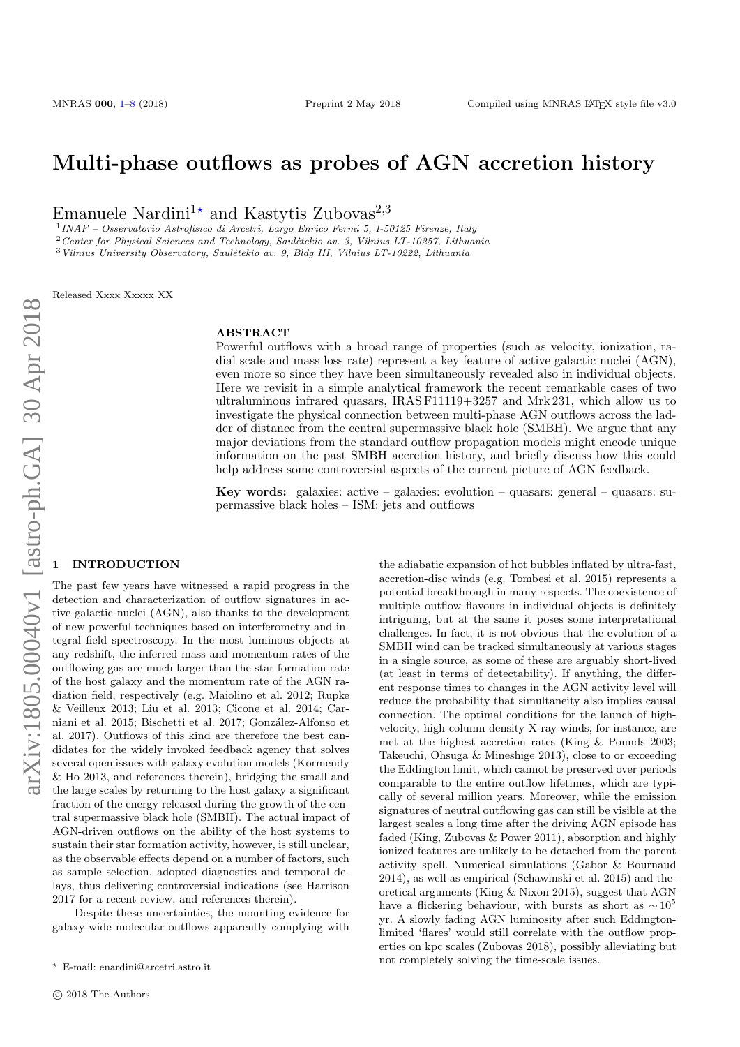# Multi-phase outflows as probes of AGN accretion history

Emanuele Nardini[1*] and Kastytis Zubovas[2,3]

[1] *INAF – Osservatorio Astrofisico di Arcetri, Largo Enrico Fermi 5, I-50125 Firenze, Italy*
[2] *Center for Physical Sciences and Technology, Saulėtekio av. 3, Vilnius LT-10257, Lithuania*
[3] *Vilnius University Observatory, Saulėtekio av. 9, Bldg III, Vilnius LT-10222, Lithuania*

Released Xxxx Xxxxx XX

## ABSTRACT

Powerful outflows with a broad range of properties (such as velocity, ionization, radial scale and mass loss rate) represent a key feature of active galactic nuclei (AGN), even more so since they have been simultaneously revealed also in individual objects. Here we revisit in a simple analytical framework the recent remarkable cases of two ultraluminous infrared quasars, IRAS F11119+3257 and Mrk 231, which allow us to investigate the physical connection between multi-phase AGN outflows across the ladder of distance from the central supermassive black hole (SMBH). We argue that any major deviations from the standard outflow propagation models might encode unique information on the past SMBH accretion history, and briefly discuss how this could help address some controversial aspects of the current picture of AGN feedback.

**Key words:** galaxies: active – galaxies: evolution – quasars: general – quasars: supermassive black holes – ISM: jets and outflows

## 1 INTRODUCTION

The past few years have witnessed a rapid progress in the detection and characterization of outflow signatures in active galactic nuclei (AGN), also thanks to the development of new powerful techniques based on interferometry and integral field spectroscopy. In the most luminous objects at any redshift, the inferred mass and momentum rates of the outflowing gas are much larger than the star formation rate of the host galaxy and the momentum rate of the AGN radiation field, respectively (e.g. Maiolino et al. 2012; Rupke & Veilleux 2013; Liu et al. 2013; Cicone et al. 2014; Carniani et al. 2015; Bischetti et al. 2017; González-Alfonso et al. 2017). Outflows of this kind are therefore the best candidates for the widely invoked feedback agency that solves several open issues with galaxy evolution models (Kormendy & Ho 2013, and references therein), bridging the small and the large scales by returning to the host galaxy a significant fraction of the energy released during the growth of the central supermassive black hole (SMBH). The actual impact of AGN-driven outflows on the ability of the host systems to sustain their star formation activity, however, is still unclear, as the observable effects depend on a number of factors, such as sample selection, adopted diagnostics and temporal delays, thus delivering controversial indications (see Harrison 2017 for a recent review, and references therein).

Despite these uncertainties, the mounting evidence for galaxy-wide molecular outflows apparently complying with the adiabatic expansion of hot bubbles inflated by ultra-fast, accretion-disc winds (e.g. Tombesi et al. 2015) represents a potential breakthrough in many respects. The coexistence of multiple outflow flavours in individual objects is definitely intriguing, but at the same it poses some interpretational challenges. In fact, it is not obvious that the evolution of a SMBH wind can be tracked simultaneously at various stages in a single source, as some of these are arguably short-lived (at least in terms of detectability). If anything, the different response times to changes in the AGN activity level will reduce the probability that simultaneity also implies causal connection. The optimal conditions for the launch of high-velocity, high-column density X-ray winds, for instance, are met at the highest accretion rates (King & Pounds 2003; Takeuchi, Ohsuga & Mineshige 2013), close to or exceeding the Eddington limit, which cannot be preserved over periods comparable to the entire outflow lifetimes, which are typically of several million years. Moreover, while the emission signatures of neutral outflowing gas can still be visible at the largest scales a long time after the driving AGN episode has faded (King, Zubovas & Power 2011), absorption and highly ionized features are unlikely to be detached from the parent activity spell. Numerical simulations (Gabor & Bournaud 2014), as well as empirical (Schawinski et al. 2015) and theoretical arguments (King & Nixon 2015), suggest that AGN have a flickering behaviour, with bursts as short as $\sim 10^5$ yr. A slowly fading AGN luminosity after such Eddington-limited 'flares' would still correlate with the outflow properties on kpc scales (Zubovas 2018), possibly alleviating but not completely solving the time-scale issues.

* E-mail: enardini@arcetri.astro.it

© 2018 The Authors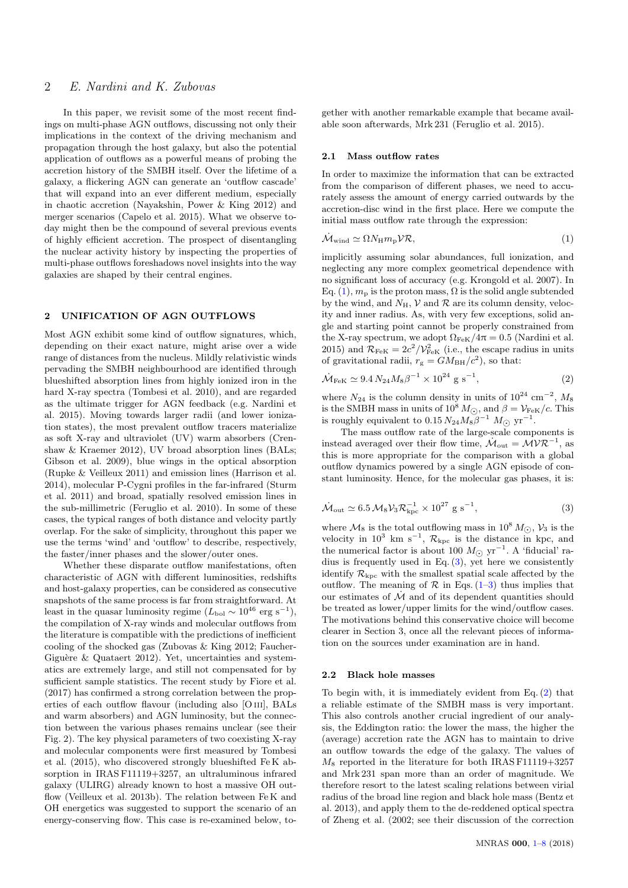In this paper, we revisit some of the most recent findings on multi-phase AGN outflows, discussing not only their implications in the context of the driving mechanism and propagation through the host galaxy, but also the potential application of outflows as a powerful means of probing the accretion history of the SMBH itself. Over the lifetime of a galaxy, a flickering AGN can generate an 'outflow cascade' that will expand into an ever different medium, especially in chaotic accretion (Nayakshin, Power & King 2012) and merger scenarios (Capelo et al. 2015). What we observe today might then be the compound of several previous events of highly efficient accretion. The prospect of disentangling the nuclear activity history by inspecting the properties of multi-phase outflows foreshadows novel insights into the way galaxies are shaped by their central engines.

## 2 UNIFICATION OF AGN OUTFLOWS

Most AGN exhibit some kind of outflow signatures, which, depending on their exact nature, might arise over a wide range of distances from the nucleus. Mildly relativistic winds pervading the SMBH neighbourhood are identified through blueshifted absorption lines from highly ionized iron in the hard X-ray spectra (Tombesi et al. 2010), and are regarded as the ultimate trigger for AGN feedback (e.g. Nardini et al. 2015). Moving towards larger radii (and lower ionization states), the most prevalent outflow tracers materialize as soft X-ray and ultraviolet (UV) warm absorbers (Crenshaw & Kraemer 2012), UV broad absorption lines (BALs; Gibson et al. 2009), blue wings in the optical absorption (Rupke & Veilleux 2011) and emission lines (Harrison et al. 2014), molecular P-Cygni profiles in the far-infrared (Sturm et al. 2011) and broad, spatially resolved emission lines in the sub-millimetric (Feruglio et al. 2010). In some of these cases, the typical ranges of both distance and velocity partly overlap. For the sake of simplicity, throughout this paper we use the terms 'wind' and 'outflow' to describe, respectively, the faster/inner phases and the slower/outer ones.

Whether these disparate outflow manifestations, often characteristic of AGN with different luminosities, redshifts and host-galaxy properties, can be considered as consecutive snapshots of the same process is far from straightforward. At least in the quasar luminosity regime ($L_{\rm bol} \sim 10^{46}$ erg s$^{-1}$), the compilation of X-ray winds and molecular outflows from the literature is compatible with the predictions of inefficient cooling of the shocked gas (Zubovas & King 2012; Faucher-Giguère & Quataert 2012). Yet, uncertainties and systematics are extremely large, and still not compensated for by sufficient sample statistics. The recent study by Fiore et al. (2017) has confirmed a strong correlation between the properties of each outflow flavour (including also [O III], BALs and warm absorbers) and AGN luminosity, but the connection between the various phases remains unclear (see their Fig. 2). The key physical parameters of two coexisting X-ray and molecular components were first measured by Tombesi et al. (2015), who discovered strongly blueshifted Fe K absorption in IRAS F11119+3257, an ultraluminous infrared galaxy (ULIRG) already known to host a massive OH outflow (Veilleux et al. 2013b). The relation between Fe K and OH energetics was suggested to support the scenario of an energy-conserving flow. This case is re-examined below, together with another remarkable example that became available soon afterwards, Mrk 231 (Feruglio et al. 2015).

### 2.1 Mass outflow rates

In order to maximize the information that can be extracted from the comparison of different phases, we need to accurately assess the amount of energy carried outwards by the accretion-disc wind in the first place. Here we compute the initial mass outflow rate through the expression:

$$\dot{\mathcal{M}}_{\rm wind} \simeq \Omega N_{\rm H} m_{\rm p} \mathcal{V} \mathcal{R}, \tag{1}$$

implicitly assuming solar abundances, full ionization, and neglecting any more complex geometrical dependence with no significant loss of accuracy (e.g. Krongold et al. 2007). In Eq. (1), $m_{\rm p}$ is the proton mass, $\Omega$ is the solid angle subtended by the wind, and $N_{\rm H}$, $\mathcal{V}$ and $\mathcal{R}$ are its column density, velocity and inner radius. As, with very few exceptions, solid angle and starting point cannot be properly constrained from the X-ray spectrum, we adopt $\Omega_{\rm FeK}/4\pi = 0.5$ (Nardini et al. 2015) and $\mathcal{R}_{\rm FeK} = 2c^2/\mathcal{V}_{\rm FeK}^2$ (i.e., the escape radius in units of gravitational radii, $r_{\rm g} = GM_{\rm BH}/c^2$), so that:

$$\dot{\mathcal{M}}_{\rm FeK} \simeq 9.4\, N_{24} M_8 \beta^{-1} \times 10^{24} \text{ g s}^{-1}, \tag{2}$$

where $N_{24}$ is the column density in units of $10^{24}$ cm$^{-2}$, $M_8$ is the SMBH mass in units of $10^8\,M_\odot$, and $\beta = \mathcal{V}_{\rm FeK}/c$. This is roughly equivalent to $0.15\, N_{24} M_8 \beta^{-1}\ M_\odot$ yr$^{-1}$.

The mass outflow rate of the large-scale components is instead averaged over their flow time, $\dot{\mathcal{M}}_{\rm out} = \mathcal{M}\mathcal{V}\mathcal{R}^{-1}$, as this is more appropriate for the comparison with a global outflow dynamics powered by a single AGN episode of constant luminosity. Hence, for the molecular gas phases, it is:

$$\dot{\mathcal{M}}_{\rm out} \simeq 6.5\, \mathcal{M}_8 \mathcal{V}_3 \mathcal{R}_{\rm kpc}^{-1} \times 10^{27} \text{ g s}^{-1}, \tag{3}$$

where $\mathcal{M}_8$ is the total outflowing mass in $10^8\,M_\odot$, $\mathcal{V}_3$ is the velocity in $10^3$ km s$^{-1}$, $\mathcal{R}_{\rm kpc}$ is the distance in kpc, and the numerical factor is about 100 $M_\odot$ yr$^{-1}$. A 'fiducial' radius is frequently used in Eq. (3), yet here we consistently identify $\mathcal{R}_{\rm kpc}$ with the smallest spatial scale affected by the outflow. The meaning of $\mathcal{R}$ in Eqs. (1–3) thus implies that our estimates of $\dot{\mathcal{M}}$ and of its dependent quantities should be treated as lower/upper limits for the wind/outflow cases. The motivations behind this conservative choice will become clearer in Section 3, once all the relevant pieces of information on the sources under examination are in hand.

### 2.2 Black hole masses

To begin with, it is immediately evident from Eq. (2) that a reliable estimate of the SMBH mass is very important. This also controls another crucial ingredient of our analysis, the Eddington ratio: the lower the mass, the higher the (average) accretion rate the AGN has to maintain to drive an outflow towards the edge of the galaxy. The values of $M_8$ reported in the literature for both IRAS F11119+3257 and Mrk 231 span more than an order of magnitude. We therefore resort to the latest scaling relations between virial radius of the broad line region and black hole mass (Bentz et al. 2013), and apply them to the de-reddened optical spectra of Zheng et al. (2002; see their discussion of the correction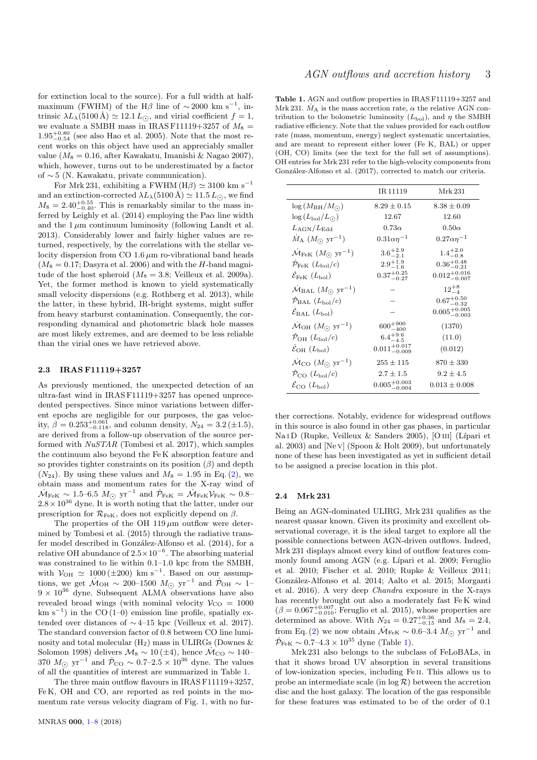for extinction local to the source). For a full width at half-maximum (FWHM) of the H$\beta$ line of $\sim$2000 km s$^{-1}$, intrinsic $\lambda L_\lambda(5100\,\text{Å}) \simeq 12.1\,L_\odot$, and virial coefficient $f = 1$, we evaluate a SMBH mass in IRAS F11119+3257 of $M_8 = 1.95^{+0.80}_{-0.54}$ (see also Hao et al. 2005). Note that the most recent works on this object have used an appreciably smaller value ($M_8 = 0.16$, after Kawakatu, Imanishi & Nagao 2007), which, however, turns out to be underestimated by a factor of $\sim$5 (N. Kawakatu, private communication).

For Mrk 231, exhibiting a FWHM (H$\beta$) $\simeq$ 3100 km s$^{-1}$ and an extinction-corrected $\lambda L_\lambda(5100\,\text{Å}) \simeq 11.5\,L_\odot$, we find $M_8 = 2.40^{+0.55}_{-0.40}$. This is remarkably similar to the mass inferred by Leighly et al. (2014) employing the Pa$\alpha$ line width and the 1 $\mu$m continuum luminosity (following Landt et al. 2013). Considerably lower and fairly higher values are returned, respectively, by the correlations with the stellar velocity dispersion from CO 1.6 $\mu$m ro-vibrational band heads ($M_8 = 0.17$; Dasyra et al. 2006) and with the $H$-band magnitude of the host spheroid ($M_8 = 3.8$; Veilleux et al. 2009a). Yet, the former method is known to yield systematically small velocity dispersions (e.g. Rothberg et al. 2013), while the latter, in these hybrid, IR-bright systems, might suffer from heavy starburst contamination. Consequently, the corresponding dynamical and photometric black hole masses are most likely extremes, and are deemed to be less reliable than the virial ones we have retrieved above.

### 2.3 IRAS F11119+3257

As previously mentioned, the unexpected detection of an ultra-fast wind in IRAS F11119+3257 has opened unprecedented perspectives. Since minor variations between different epochs are negligible for our purposes, the gas velocity, $\beta = 0.253^{+0.061}_{-0.118}$, and column density, $N_{24} = 3.2\,(\pm1.5)$, are derived from a follow-up observation of the source performed with *NuSTAR* (Tombesi et al. 2017), which samples the continuum also beyond the Fe K absorption feature and so provides tighter constraints on its position ($\beta$) and depth ($N_{24}$). By using these values and $M_8 = 1.95$ in Eq. (2), we obtain mass and momentum rates for the X-ray wind of $\dot{\mathcal{M}}_{\rm FeK} \sim$ 1.5–6.5 $M_\odot$ yr$^{-1}$ and $\dot{\mathcal{P}}_{\rm FeK} = \dot{\mathcal{M}}_{\rm FeK}\mathcal{V}_{\rm FeK} \sim$ 0.8–$2.8 \times 10^{36}$ dyne. It is worth noting that the latter, under our prescription for $\mathcal{R}_{\rm FeK}$, does not explicitly depend on $\beta$.

The properties of the OH 119 $\mu$m outflow were determined by Tombesi et al. (2015) through the radiative transfer model described in González-Alfonso et al. (2014), for a relative OH abundance of $2.5 \times 10^{-6}$. The absorbing material was constrained to lie within 0.1–1.0 kpc from the SMBH, with $\mathcal{V}_{\rm OH} \simeq 1000\,(\pm200)$ km s$^{-1}$. Based on our assumptions, we get $\dot{\mathcal{M}}_{\rm OH} \sim$ 200–1500 $M_\odot$ yr$^{-1}$ and $\dot{\mathcal{P}}_{\rm OH} \sim$ 1–$9 \times 10^{36}$ dyne. Subsequent ALMA observations have also revealed broad wings (with nominal velocity $\mathcal{V}_{\rm CO} = 1000$ km s$^{-1}$) in the CO (1–0) emission line profile, spatially extended over distances of $\sim$4–15 kpc (Veilleux et al. 2017). The standard conversion factor of 0.8 between CO line luminosity and total molecular ($H_2$) mass in ULIRGs (Downes & Solomon 1998) delivers $\mathcal{M}_8 \sim 10\,(\pm4)$, hence $\dot{\mathcal{M}}_{\rm CO} \sim$ 140–370 $M_\odot$ yr$^{-1}$ and $\dot{\mathcal{P}}_{\rm CO} \sim$ 0.7–$2.5 \times 10^{36}$ dyne. The values of all the quantities of interest are summarized in Table 1.

The three main outflow flavours in IRAS F11119+3257, Fe K, OH and CO, are reported as red points in the momentum rate versus velocity diagram of Fig. 1, with no further corrections. Notably, evidence for widespread outflows in this source is also found in other gas phases, in particular Na I D (Rupke, Veilleux & Sanders 2005), [O III] (Lípari et al. 2003) and [Ne V] (Spoon & Holt 2009), but unfortunately none of these has been investigated as yet in sufficient detail to be assigned a precise location in this plot.

**Table 1.** AGN and outflow properties in IRAS F11119+3257 and Mrk 231. $\dot{M}_{\rm A}$ is the mass accretion rate, $\alpha$ the relative AGN contribution to the bolometric luminosity ($L_{\rm bol}$), and $\eta$ the SMBH radiative efficiency. Note that the values provided for each outflow rate (mass, momentum, energy) neglect systematic uncertainties, and are meant to represent either lower (Fe K, BAL) or upper (OH, CO) limits (see the text for the full set of assumptions). OH entries for Mrk 231 refer to the high-velocity components from González-Alfonso et al. (2017), corrected to match our criteria.

| | IR 11119 | Mrk 231 |
|---|---|---|
| $\log(M_{\rm BH}/M_\odot)$ | $8.29 \pm 0.15$ | $8.38 \pm 0.09$ |
| $\log(L_{\rm bol}/L_\odot)$ | 12.67 | 12.60 |
| $L_{\rm AGN}/L_{\rm Edd}$ | $0.73\alpha$ | $0.50\alpha$ |
| $\dot{M}_{\rm A}$ ($M_\odot$ yr$^{-1}$) | $0.31\alpha\eta^{-1}$ | $0.27\alpha\eta^{-1}$ |
| $\dot{\mathcal{M}}_{\rm FeK}$ ($M_\odot$ yr$^{-1}$) | $3.6^{+2.9}_{-2.1}$ | $1.4^{+2.0}_{-0.8}$ |
| $\dot{\mathcal{P}}_{\rm FeK}$ ($L_{\rm bol}/c$) | $2.9^{+1.9}_{-1.6}$ | $0.36^{+0.48}_{-0.21}$ |
| $\dot{\mathcal{E}}_{\rm FeK}$ ($L_{\rm bol}$) | $0.37^{+0.25}_{-0.27}$ | $0.012^{+0.016}_{-0.007}$ |
| $\dot{\mathcal{M}}_{\rm BAL}$ ($M_\odot$ yr$^{-1}$) | – | $12^{+8}_{-4}$ |
| $\dot{\mathcal{P}}_{\rm BAL}$ ($L_{\rm bol}/c$) | – | $0.67^{+0.50}_{-0.32}$ |
| $\dot{\mathcal{E}}_{\rm BAL}$ ($L_{\rm bol}$) | – | $0.005^{+0.005}_{-0.003}$ |
| $\dot{\mathcal{M}}_{\rm OH}$ ($M_\odot$ yr$^{-1}$) | $600^{+900}_{-400}$ | (1370) |
| $\dot{\mathcal{P}}_{\rm OH}$ ($L_{\rm bol}/c$) | $6.4^{+9.6}_{-4.5}$ | (11.0) |
| $\dot{\mathcal{E}}_{\rm OH}$ ($L_{\rm bol}$) | $0.011^{+0.017}_{-0.009}$ | (0.012) |
| $\dot{\mathcal{M}}_{\rm CO}$ ($M_\odot$ yr$^{-1}$) | $255 \pm 115$ | $870 \pm 330$ |
| $\dot{\mathcal{P}}_{\rm CO}$ ($L_{\rm bol}/c$) | $2.7 \pm 1.5$ | $9.2 \pm 4.5$ |
| $\dot{\mathcal{E}}_{\rm CO}$ ($L_{\rm bol}$) | $0.005^{+0.003}_{-0.004}$ | $0.013 \pm 0.008$ |

### 2.4 Mrk 231

Being an AGN-dominated ULIRG, Mrk 231 qualifies as the nearest quasar known. Given its proximity and excellent observational coverage, it is the ideal target to explore all the possible connections between AGN-driven outflows. Indeed, Mrk 231 displays almost every kind of outflow features commonly found among AGN (e.g. Lípari et al. 2009; Feruglio et al. 2010; Fischer et al. 2010; Rupke & Veilleux 2011; González-Alfonso et al. 2014; Aalto et al. 2015; Morganti et al. 2016). A very deep *Chandra* exposure in the X-rays has recently brought out also a moderately fast Fe K wind ($\beta = 0.067^{+0.007}_{-0.010}$; Feruglio et al. 2015), whose properties are determined as above. With $N_{24} = 0.27^{+0.36}_{-0.15}$ and $M_8 = 2.4$, from Eq. (2) we now obtain $\dot{\mathcal{M}}_{\rm FeK} \sim$ 0.6–3.4 $M_\odot$ yr$^{-1}$ and $\dot{\mathcal{P}}_{\rm FeK} \sim$ 0.7–$4.3 \times 10^{35}$ dyne (Table 1).

Mrk 231 also belongs to the subclass of FeLoBALs, in that it shows broad UV absorption in several transitions of low-ionization species, including Fe II. This allows us to probe an intermediate scale (in $\log \mathcal{R}$) between the accretion disc and the host galaxy. The location of the gas responsible for these features was estimated to be of the order of 0.1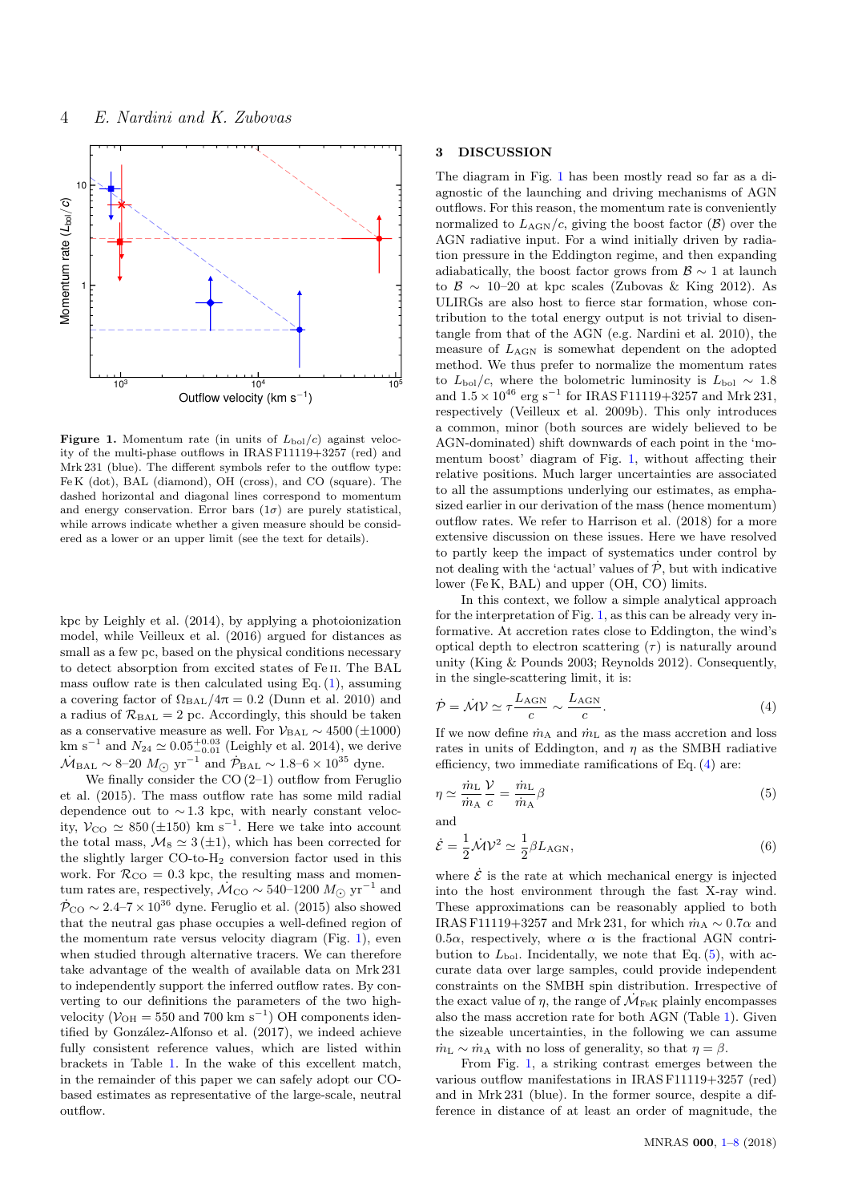Figure 1. Momentum rate (in units of $L_{\rm bol}/c$) against velocity of the multi-phase outflows in IRAS F11119+3257 (red) and Mrk 231 (blue). The different symbols refer to the outflow type: Fe K (dot), BAL (diamond), OH (cross), and CO (square). The dashed horizontal and diagonal lines correspond to momentum and energy conservation. Error bars ($1\sigma$) are purely statistical, while arrows indicate whether a given measure should be considered as a lower or an upper limit (see the text for details).

kpc by Leighly et al. (2014), by applying a photoionization model, while Veilleux et al. (2016) argued for distances as small as a few pc, based on the physical conditions necessary to detect absorption from excited states of Fe II. The BAL mass ouflow rate is then calculated using Eq. (1), assuming a covering factor of $\Omega_{\rm BAL}/4\pi = 0.2$ (Dunn et al. 2010) and a radius of $\mathcal{R}_{\rm BAL} = 2$ pc. Accordingly, this should be taken as a conservative measure as well. For $\mathcal{V}_{\rm BAL} \sim 4500\,(\pm1000)$ km s$^{-1}$ and $N_{24} \simeq 0.05^{+0.03}_{-0.01}$ (Leighly et al. 2014), we derive $\dot{\mathcal{M}}_{\rm BAL} \sim 8$–$20\ M_{\odot}$ yr$^{-1}$ and $\dot{\mathcal{P}}_{\rm BAL} \sim 1.8$–$6 \times 10^{35}$ dyne.

We finally consider the CO (2–1) outflow from Feruglio et al. (2015). The mass outflow rate has some mild radial dependence out to $\sim$1.3 kpc, with nearly constant velocity, $\mathcal{V}_{\rm CO} \simeq 850\,(\pm150)$ km s$^{-1}$. Here we take into account the total mass, $\mathcal{M}_8 \simeq 3\,(\pm1)$, which has been corrected for the slightly larger CO-to-H$_2$ conversion factor used in this work. For $\mathcal{R}_{\rm CO} = 0.3$ kpc, the resulting mass and momentum rates are, respectively, $\dot{\mathcal{M}}_{\rm CO} \sim 540$–$1200\ M_{\odot}$ yr$^{-1}$ and $\dot{\mathcal{P}}_{\rm CO} \sim 2.4$–$7 \times 10^{36}$ dyne. Feruglio et al. (2015) also showed that the neutral gas phase occupies a well-defined region of the momentum rate versus velocity diagram (Fig. 1), even when studied through alternative tracers. We can therefore take advantage of the wealth of available data on Mrk 231 to independently support the inferred outflow rates. By converting to our definitions the parameters of the two high-velocity ($\mathcal{V}_{\rm OH} = 550$ and 700 km s$^{-1}$) OH components identified by González-Alfonso et al. (2017), we indeed achieve fully consistent reference values, which are listed within brackets in Table 1. In the wake of this excellent match, in the remainder of this paper we can safely adopt our CO-based estimates as representative of the large-scale, neutral outflow.

## 3 DISCUSSION

The diagram in Fig. 1 has been mostly read so far as a diagnostic of the launching and driving mechanisms of AGN outflows. For this reason, the momentum rate is conveniently normalized to $L_{\rm AGN}/c$, giving the boost factor ($\mathcal{B}$) over the AGN radiative input. For a wind initially driven by radiation pressure in the Eddington regime, and then expanding adiabatically, the boost factor grows from $\mathcal{B} \sim 1$ at launch to $\mathcal{B} \sim 10$–$20$ at kpc scales (Zubovas & King 2012). As ULIRGs are also host to fierce star formation, whose contribution to the total energy output is not trivial to disentangle from that of the AGN (e.g. Nardini et al. 2010), the measure of $L_{\rm AGN}$ is somewhat dependent on the adopted method. We thus prefer to normalize the momentum rates to $L_{\rm bol}/c$, where the bolometric luminosity is $L_{\rm bol} \sim 1.8$ and $1.5 \times 10^{46}$ erg s$^{-1}$ for IRAS F11119+3257 and Mrk 231, respectively (Veilleux et al. 2009b). This only introduces a common, minor (both sources are widely believed to be AGN-dominated) shift downwards of each point in the 'momentum boost' diagram of Fig. 1, without affecting their relative positions. Much larger uncertainties are associated to all the assumptions underlying our estimates, as emphasized earlier in our derivation of the mass (hence momentum) outflow rates. We refer to Harrison et al. (2018) for a more extensive discussion on these issues. Here we have resolved to partly keep the impact of systematics under control by not dealing with the 'actual' values of $\dot{\mathcal{P}}$, but with indicative lower (Fe K, BAL) and upper (OH, CO) limits.

In this context, we follow a simple analytical approach for the interpretation of Fig. 1, as this can be already very informative. At accretion rates close to Eddington, the wind's optical depth to electron scattering ($\tau$) is naturally around unity (King & Pounds 2003; Reynolds 2012). Consequently, in the single-scattering limit, it is:

$$\dot{\mathcal{P}} = \dot{\mathcal{M}}\mathcal{V} \simeq \tau\frac{L_{\rm AGN}}{c} \sim \frac{L_{\rm AGN}}{c}. \tag{4}$$

If we now define $\dot{m}_{\rm A}$ and $\dot{m}_{\rm L}$ as the mass accretion and loss rates in units of Eddington, and $\eta$ as the SMBH radiative efficiency, two immediate ramifications of Eq. (4) are:

$$\eta \simeq \frac{\dot{m}_{\rm L}}{\dot{m}_{\rm A}}\frac{\mathcal{V}}{c} = \frac{\dot{m}_{\rm L}}{\dot{m}_{\rm A}}\beta \tag{5}$$

and

$$\dot{\mathcal{E}} = \frac{1}{2}\dot{\mathcal{M}}\mathcal{V}^2 \simeq \frac{1}{2}\beta L_{\rm AGN}, \tag{6}$$

where $\dot{\mathcal{E}}$ is the rate at which mechanical energy is injected into the host environment through the fast X-ray wind. These approximations can be reasonably applied to both IRAS F11119+3257 and Mrk 231, for which $\dot{m}_{\rm A} \sim 0.7\alpha$ and $0.5\alpha$, respectively, where $\alpha$ is the fractional AGN contribution to $L_{\rm bol}$. Incidentally, we note that Eq. (5), with accurate data over large samples, could provide independent constraints on the SMBH spin distribution. Irrespective of the exact value of $\eta$, the range of $\dot{\mathcal{M}}_{\rm FeK}$ plainly encompasses also the mass accretion rate for both AGN (Table 1). Given the sizeable uncertainties, in the following we can assume $\dot{m}_{\rm L} \sim \dot{m}_{\rm A}$ with no loss of generality, so that $\eta = \beta$.

From Fig. 1, a striking contrast emerges between the various outflow manifestations in IRAS F11119+3257 (red) and in Mrk 231 (blue). In the former source, despite a difference in distance of at least an order of magnitude, the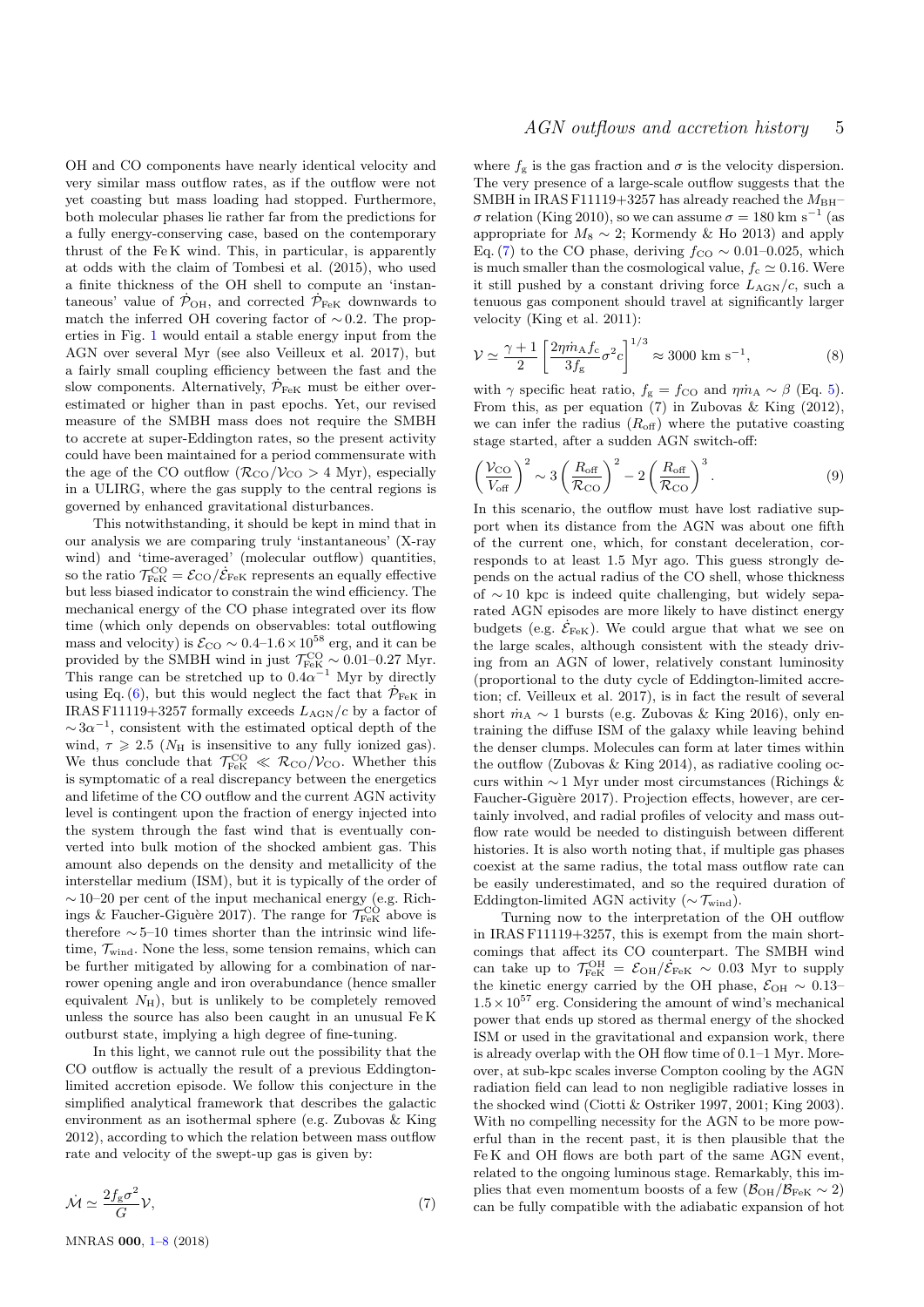OH and CO components have nearly identical velocity and very similar mass outflow rates, as if the outflow were not yet coasting but mass loading had stopped. Furthermore, both molecular phases lie rather far from the predictions for a fully energy-conserving case, based on the contemporary thrust of the Fe K wind. This, in particular, is apparently at odds with the claim of Tombesi et al. (2015), who used a finite thickness of the OH shell to compute an 'instantaneous' value of $\dot{\mathcal{P}}_{\rm OH}$, and corrected $\dot{\mathcal{P}}_{\rm FeK}$ downwards to match the inferred OH covering factor of $\sim$0.2. The properties in Fig. 1 would entail a stable energy input from the AGN over several Myr (see also Veilleux et al. 2017), but a fairly small coupling efficiency between the fast and the slow components. Alternatively, $\dot{\mathcal{P}}_{\rm FeK}$ must be either overestimated or higher than in past epochs. Yet, our revised measure of the SMBH mass does not require the SMBH to accrete at super-Eddington rates, so the present activity could have been maintained for a period commensurate with the age of the CO outflow ($\mathcal{R}_{\rm CO}/\mathcal{V}_{\rm CO} > 4$ Myr), especially in a ULIRG, where the gas supply to the central regions is governed by enhanced gravitational disturbances.

This notwithstanding, it should be kept in mind that in our analysis we are comparing truly 'instantaneous' (X-ray wind) and 'time-averaged' (molecular outflow) quantities, so the ratio $\mathcal{T}^{\rm CO}_{\rm FeK} = \mathcal{E}_{\rm CO}/\dot{\mathcal{E}}_{\rm FeK}$ represents an equally effective but less biased indicator to constrain the wind efficiency. The mechanical energy of the CO phase integrated over its flow time (which only depends on observables: total outflowing mass and velocity) is $\mathcal{E}_{\rm CO} \sim 0.4$–$1.6 \times 10^{58}$ erg, and it can be provided by the SMBH wind in just $\mathcal{T}^{\rm CO}_{\rm FeK} \sim 0.01$–$0.27$ Myr. This range can be stretched up to $0.4\alpha^{-1}$ Myr by directly using Eq. (6), but this would neglect the fact that $\dot{\mathcal{P}}_{\rm FeK}$ in IRAS F11119+3257 formally exceeds $L_{\rm AGN}/c$ by a factor of $\sim 3\alpha^{-1}$, consistent with the estimated optical depth of the wind, $\tau \geqslant 2.5$ ($N_{\rm H}$ is insensitive to any fully ionized gas). We thus conclude that $\mathcal{T}^{\rm CO}_{\rm FeK} \ll \mathcal{R}_{\rm CO}/\mathcal{V}_{\rm CO}$. Whether this is symptomatic of a real discrepancy between the energetics and lifetime of the CO outflow and the current AGN activity level is contingent upon the fraction of energy injected into the system through the fast wind that is eventually converted into bulk motion of the shocked ambient gas. This amount also depends on the density and metallicity of the interstellar medium (ISM), but it is typically of the order of $\sim$10–20 per cent of the input mechanical energy (e.g. Richings & Faucher-Giguère 2017). The range for $\mathcal{T}^{\rm CO}_{\rm FeK}$ above is therefore $\sim$5–10 times shorter than the intrinsic wind lifetime, $\mathcal{T}_{\rm wind}$. None the less, some tension remains, which can be further mitigated by allowing for a combination of narrower opening angle and iron overabundance (hence smaller equivalent $N_{\rm H}$), but is unlikely to be completely removed unless the source has also been caught in an unusual Fe K outburst state, implying a high degree of fine-tuning.

In this light, we cannot rule out the possibility that the CO outflow is actually the result of a previous Eddington-limited accretion episode. We follow this conjecture in the simplified analytical framework that describes the galactic environment as an isothermal sphere (e.g. Zubovas & King 2012), according to which the relation between mass outflow rate and velocity of the swept-up gas is given by:

$$\dot{\mathcal{M}} \simeq \frac{2 f_{\rm g} \sigma^2}{G} \mathcal{V}, \qquad (7)$$

where $f_{\rm g}$ is the gas fraction and $\sigma$ is the velocity dispersion. The very presence of a large-scale outflow suggests that the SMBH in IRAS F11119+3257 has already reached the $M_{\rm BH}$–$\sigma$ relation (King 2010), so we can assume $\sigma = 180$ km s$^{-1}$ (as appropriate for $M_8 \sim 2$; Kormendy & Ho 2013) and apply Eq. (7) to the CO phase, deriving $f_{\rm CO} \sim 0.01$–$0.025$, which is much smaller than the cosmological value, $f_{\rm c} \simeq 0.16$. Were it still pushed by a constant driving force $L_{\rm AGN}/c$, such a tenuous gas component should travel at significantly larger velocity (King et al. 2011):

$$\mathcal{V} \simeq \frac{\gamma + 1}{2} \left[ \frac{2 \eta \dot{m}_{\rm A} f_{\rm c}}{3 f_{\rm g}} \sigma^2 c \right]^{1/3} \approx 3000 \text{ km s}^{-1}, \qquad (8)$$

with $\gamma$ specific heat ratio, $f_{\rm g} = f_{\rm CO}$ and $\eta \dot{m}_{\rm A} \sim \beta$ (Eq. 5). From this, as per equation (7) in Zubovas & King (2012), we can infer the radius ($R_{\rm off}$) where the putative coasting stage started, after a sudden AGN switch-off:

$$\left( \frac{\mathcal{V}_{\rm CO}}{V_{\rm off}} \right)^2 \sim 3 \left( \frac{R_{\rm off}}{\mathcal{R}_{\rm CO}} \right)^2 - 2 \left( \frac{R_{\rm off}}{\mathcal{R}_{\rm CO}} \right)^3. \qquad (9)$$

In this scenario, the outflow must have lost radiative support when its distance from the AGN was about one fifth of the current one, which, for constant deceleration, corresponds to at least 1.5 Myr ago. This guess strongly depends on the actual radius of the CO shell, whose thickness of $\sim$10 kpc is indeed quite challenging, but widely separated AGN episodes are more likely to have distinct energy budgets (e.g. $\dot{\mathcal{E}}_{\rm FeK}$). We could argue that what we see on the large scales, although consistent with the steady driving from an AGN of lower, relatively constant luminosity (proportional to the duty cycle of Eddington-limited accretion; cf. Veilleux et al. 2017), is in fact the result of several short $\dot{m}_{\rm A} \sim 1$ bursts (e.g. Zubovas & King 2016), only entraining the diffuse ISM of the galaxy while leaving behind the denser clumps. Molecules can form at later times within the outflow (Zubovas & King 2014), as radiative cooling occurs within $\sim$1 Myr under most circumstances (Richings & Faucher-Giguère 2017). Projection effects, however, are certainly involved, and radial profiles of velocity and mass outflow rate would be needed to distinguish between different histories. It is also worth noting that, if multiple gas phases coexist at the same radius, the total mass outflow rate can be easily underestimated, and so the required duration of Eddington-limited AGN activity ($\sim \mathcal{T}_{\rm wind}$).

Turning now to the interpretation of the OH outflow in IRAS F11119+3257, this is exempt from the main shortcomings that affect its CO counterpart. The SMBH wind can take up to $\mathcal{T}^{\rm OH}_{\rm FeK} = \mathcal{E}_{\rm OH}/\dot{\mathcal{E}}_{\rm FeK} \sim 0.03$ Myr to supply the kinetic energy carried by the OH phase, $\mathcal{E}_{\rm OH} \sim 0.13$–$1.5 \times 10^{57}$ erg. Considering the amount of wind's mechanical power that ends up stored as thermal energy of the shocked ISM or used in the gravitational and expansion work, there is already overlap with the OH flow time of 0.1–1 Myr. Moreover, at sub-kpc scales inverse Compton cooling by the AGN radiation field can lead to non negligible radiative losses in the shocked wind (Ciotti & Ostriker 1997, 2001; King 2003). With no compelling necessity for the AGN to be more powerful than in the recent past, it is then plausible that the Fe K and OH flows are both part of the same AGN event, related to the ongoing luminous stage. Remarkably, this implies that even momentum boosts of a few ($\mathcal{B}_{\rm OH}/\mathcal{B}_{\rm FeK} \sim 2$) can be fully compatible with the adiabatic expansion of hot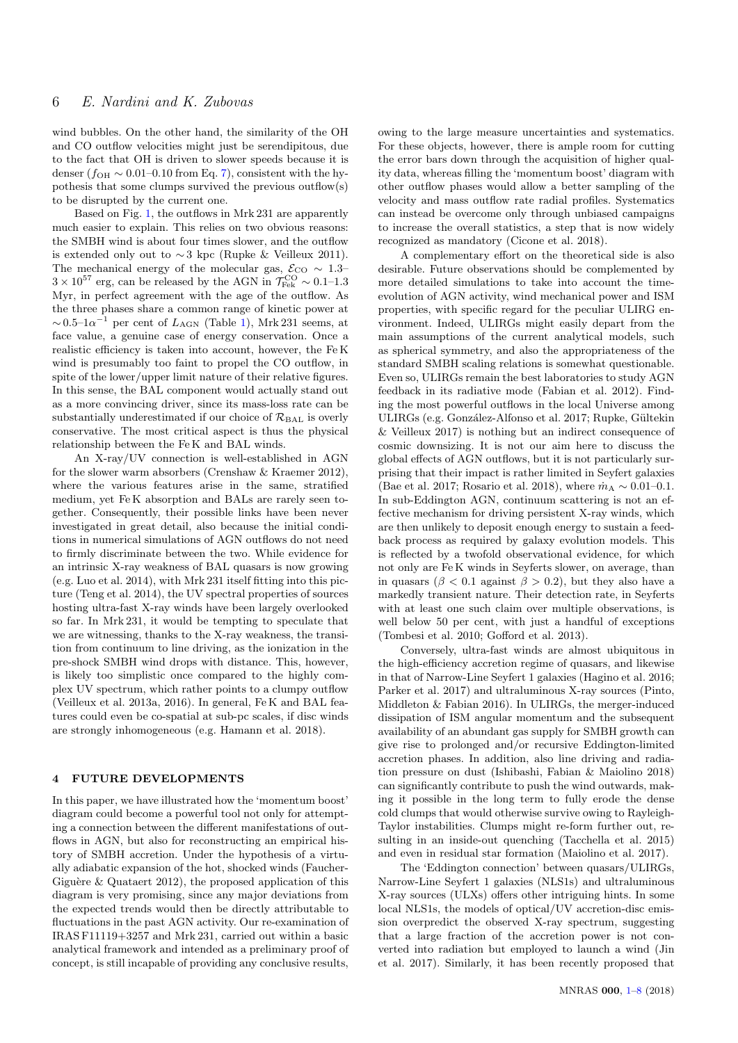wind bubbles. On the other hand, the similarity of the OH and CO outflow velocities might just be serendipitous, due to the fact that OH is driven to slower speeds because it is denser ($f_{\rm OH} \sim 0.01$–$0.10$ from Eq. 7), consistent with the hypothesis that some clumps survived the previous outflow(s) to be disrupted by the current one.

Based on Fig. 1, the outflows in Mrk 231 are apparently much easier to explain. This relies on two obvious reasons: the SMBH wind is about four times slower, and the outflow is extended only out to $\sim$3 kpc (Rupke & Veilleux 2011). The mechanical energy of the molecular gas, $\mathcal{E}_{\rm CO} \sim 1.3$–$3 \times 10^{57}$ erg, can be released by the AGN in $\mathcal{T}_{\rm FeK}^{\rm CO} \sim 0.1$–$1.3$ Myr, in perfect agreement with the age of the outflow. As the three phases share a common range of kinetic power at $\sim 0.5$–$1\alpha^{-1}$ per cent of $L_{\rm AGN}$ (Table 1), Mrk 231 seems, at face value, a genuine case of energy conservation. Once a realistic efficiency is taken into account, however, the Fe K wind is presumably too faint to propel the CO outflow, in spite of the lower/upper limit nature of their relative figures. In this sense, the BAL component would actually stand out as a more convincing driver, since its mass-loss rate can be substantially underestimated if our choice of $\mathcal{R}_{\rm BAL}$ is overly conservative. The most critical aspect is thus the physical relationship between the Fe K and BAL winds.

An X-ray/UV connection is well-established in AGN for the slower warm absorbers (Crenshaw & Kraemer 2012), where the various features arise in the same, stratified medium, yet Fe K absorption and BALs are rarely seen together. Consequently, their possible links have been never investigated in great detail, also because the initial conditions in numerical simulations of AGN outflows do not need to firmly discriminate between the two. While evidence for an intrinsic X-ray weakness of BAL quasars is now growing (e.g. Luo et al. 2014), with Mrk 231 itself fitting into this picture (Teng et al. 2014), the UV spectral properties of sources hosting ultra-fast X-ray winds have been largely overlooked so far. In Mrk 231, it would be tempting to speculate that we are witnessing, thanks to the X-ray weakness, the transition from continuum to line driving, as the ionization in the pre-shock SMBH wind drops with distance. This, however, is likely too simplistic once compared to the highly complex UV spectrum, which rather points to a clumpy outflow (Veilleux et al. 2013a, 2016). In general, Fe K and BAL features could even be co-spatial at sub-pc scales, if disc winds are strongly inhomogeneous (e.g. Hamann et al. 2018).

## 4 FUTURE DEVELOPMENTS

In this paper, we have illustrated how the 'momentum boost' diagram could become a powerful tool not only for attempting a connection between the different manifestations of outflows in AGN, but also for reconstructing an empirical history of SMBH accretion. Under the hypothesis of a virtually adiabatic expansion of the hot, shocked winds (Faucher-Giguère & Quataert 2012), the proposed application of this diagram is very promising, since any major deviations from the expected trends would then be directly attributable to fluctuations in the past AGN activity. Our re-examination of IRAS F11119+3257 and Mrk 231, carried out within a basic analytical framework and intended as a preliminary proof of concept, is still incapable of providing any conclusive results, owing to the large measure uncertainties and systematics. For these objects, however, there is ample room for cutting the error bars down through the acquisition of higher quality data, whereas filling the 'momentum boost' diagram with other outflow phases would allow a better sampling of the velocity and mass outflow rate radial profiles. Systematics can instead be overcome only through unbiased campaigns to increase the overall statistics, a step that is now widely recognized as mandatory (Cicone et al. 2018).

A complementary effort on the theoretical side is also desirable. Future observations should be complemented by more detailed simulations to take into account the time-evolution of AGN activity, wind mechanical power and ISM properties, with specific regard for the peculiar ULIRG environment. Indeed, ULIRGs might easily depart from the main assumptions of the current analytical models, such as spherical symmetry, and also the appropriateness of the standard SMBH scaling relations is somewhat questionable. Even so, ULIRGs remain the best laboratories to study AGN feedback in its radiative mode (Fabian et al. 2012). Finding the most powerful outflows in the local Universe among ULIRGs (e.g. González-Alfonso et al. 2017; Rupke, Gültekin & Veilleux 2017) is nothing but an indirect consequence of cosmic downsizing. It is not our aim here to discuss the global effects of AGN outflows, but it is not particularly surprising that their impact is rather limited in Seyfert galaxies (Bae et al. 2017; Rosario et al. 2018), where $\dot{m}_{\rm A} \sim 0.01$–$0.1$. In sub-Eddington AGN, continuum scattering is not an effective mechanism for driving persistent X-ray winds, which are then unlikely to deposit enough energy to sustain a feedback process as required by galaxy evolution models. This is reflected by a twofold observational evidence, for which not only are Fe K winds in Seyferts slower, on average, than in quasars ($\beta < 0.1$ against $\beta > 0.2$), but they also have a markedly transient nature. Their detection rate, in Seyferts with at least one such claim over multiple observations, is well below 50 per cent, with just a handful of exceptions (Tombesi et al. 2010; Gofford et al. 2013).

Conversely, ultra-fast winds are almost ubiquitous in the high-efficiency accretion regime of quasars, and likewise in that of Narrow-Line Seyfert 1 galaxies (Hagino et al. 2016; Parker et al. 2017) and ultraluminous X-ray sources (Pinto, Middleton & Fabian 2016). In ULIRGs, the merger-induced dissipation of ISM angular momentum and the subsequent availability of an abundant gas supply for SMBH growth can give rise to prolonged and/or recursive Eddington-limited accretion phases. In addition, also line driving and radiation pressure on dust (Ishibashi, Fabian & Maiolino 2018) can significantly contribute to push the wind outwards, making it possible in the long term to fully erode the dense cold clumps that would otherwise survive owing to Rayleigh-Taylor instabilities. Clumps might re-form further out, resulting in an inside-out quenching (Tacchella et al. 2015) and even in residual star formation (Maiolino et al. 2017).

The 'Eddington connection' between quasars/ULIRGs, Narrow-Line Seyfert 1 galaxies (NLS1s) and ultraluminous X-ray sources (ULXs) offers other intriguing hints. In some local NLS1s, the models of optical/UV accretion-disc emission overpredict the observed X-ray spectrum, suggesting that a large fraction of the accretion power is not converted into radiation but employed to launch a wind (Jin et al. 2017). Similarly, it has been recently proposed that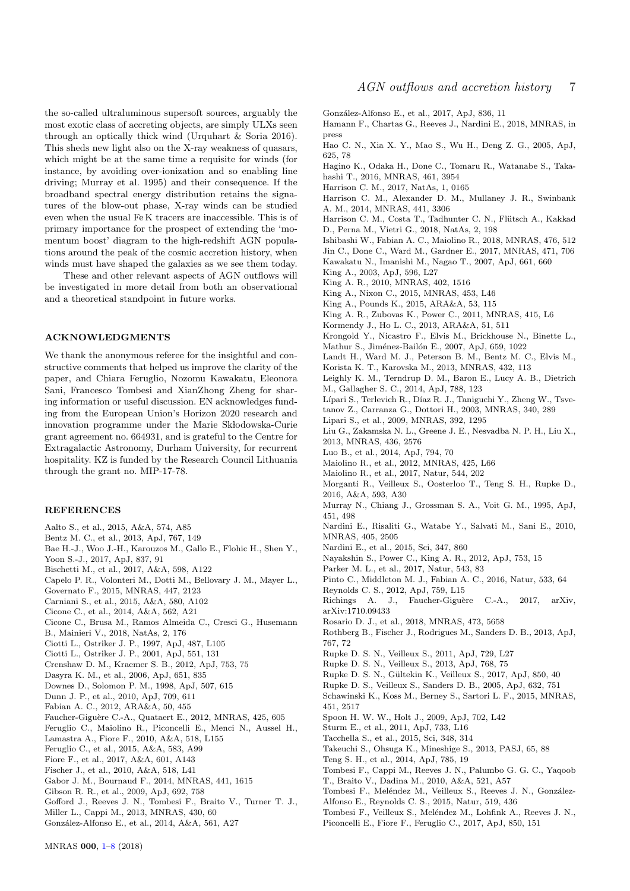the so-called ultraluminous supersoft sources, arguably the most exotic class of accreting objects, are simply ULXs seen through an optically thick wind (Urquhart & Soria 2016). This sheds new light also on the X-ray weakness of quasars, which might be at the same time a requisite for winds (for instance, by avoiding over-ionization and so enabling line driving; Murray et al. 1995) and their consequence. If the broadband spectral energy distribution retains the signatures of the blow-out phase, X-ray winds can be studied even when the usual Fe K tracers are inaccessible. This is of primary importance for the prospect of extending the 'momentum boost' diagram to the high-redshift AGN populations around the peak of the cosmic accretion history, when winds must have shaped the galaxies as we see them today.

These and other relevant aspects of AGN outflows will be investigated in more detail from both an observational and a theoretical standpoint in future works.

## ACKNOWLEDGMENTS

We thank the anonymous referee for the insightful and constructive comments that helped us improve the clarity of the paper, and Chiara Feruglio, Nozomu Kawakatu, Eleonora Sani, Francesco Tombesi and XianZhong Zheng for sharing information or useful discussion. EN acknowledges funding from the European Union's Horizon 2020 research and innovation programme under the Marie Skłodowska-Curie grant agreement no. 664931, and is grateful to the Centre for Extragalactic Astronomy, Durham University, for recurrent hospitality. KZ is funded by the Research Council Lithuania through the grant no. MIP-17-78.

## REFERENCES

Aalto S., et al., 2015, A&A, 574, A85
Bentz M. C., et al., 2013, ApJ, 767, 149
Bae H.-J., Woo J.-H., Karouzos M., Gallo E., Flohic H., Shen Y., Yoon S.-J., 2017, ApJ, 837, 91
Bischetti M., et al., 2017, A&A, 598, A122
Capelo P. R., Volonteri M., Dotti M., Bellovary J. M., Mayer L., Governato F., 2015, MNRAS, 447, 2123
Carniani S., et al., 2015, A&A, 580, A102
Cicone C., et al., 2014, A&A, 562, A21
Cicone C., Brusa M., Ramos Almeida C., Cresci G., Husemann B., Mainieri V., 2018, NatAs, 2, 176
Ciotti L., Ostriker J. P., 1997, ApJ, 487, L105
Ciotti L., Ostriker J. P., 2001, ApJ, 551, 131
Crenshaw D. M., Kraemer S. B., 2012, ApJ, 753, 75
Dasyra K. M., et al., 2006, ApJ, 651, 835
Downes D., Solomon P. M., 1998, ApJ, 507, 615
Dunn J. P., et al., 2010, ApJ, 709, 611
Fabian A. C., 2012, ARA&A, 50, 455
Faucher-Giguère C.-A., Quataert E., 2012, MNRAS, 425, 605
Feruglio C., Maiolino R., Piconcelli E., Menci N., Aussel H., Lamastra A., Fiore F., 2010, A&A, 518, L155
Feruglio C., et al., 2015, A&A, 583, A99
Fiore F., et al., 2017, A&A, 601, A143
Fischer J., et al., 2010, A&A, 518, L41
Gabor J. M., Bournaud F., 2014, MNRAS, 441, 1615
Gibson R. R., et al., 2009, ApJ, 692, 758
Gofford J., Reeves J. N., Tombesi F., Braito V., Turner T. J., Miller L., Cappi M., 2013, MNRAS, 430, 60
González-Alfonso E., et al., 2014, A&A, 561, A27
González-Alfonso E., et al., 2017, ApJ, 836, 11
Hamann F., Chartas G., Reeves J., Nardini E., 2018, MNRAS, in press
Hao C. N., Xia X. Y., Mao S., Wu H., Deng Z. G., 2005, ApJ, 625, 78
Hagino K., Odaka H., Done C., Tomaru R., Watanabe S., Takahashi T., 2016, MNRAS, 461, 3954
Harrison C. M., 2017, NatAs, 1, 0165
Harrison C. M., Alexander D. M., Mullaney J. R., Swinbank A. M., 2014, MNRAS, 441, 3306
Harrison C. M., Costa T., Tadhunter C. N., Flütsch A., Kakkad D., Perna M., Vietri G., 2018, NatAs, 2, 198
Ishibashi W., Fabian A. C., Maiolino R., 2018, MNRAS, 476, 512
Jin C., Done C., Ward M., Gardner E., 2017, MNRAS, 471, 706
Kawakatu N., Imanishi M., Nagao T., 2007, ApJ, 661, 660
King A., 2003, ApJ, 596, L27
King A. R., 2010, MNRAS, 402, 1516
King A., Nixon C., 2015, MNRAS, 453, L46
King A., Pounds K., 2015, ARA&A, 53, 115
King A. R., Zubovas K., Power C., 2011, MNRAS, 415, L6
Kormendy J., Ho L. C., 2013, ARA&A, 51, 511
Krongold Y., Nicastro F., Elvis M., Brickhouse N., Binette L., Mathur S., Jiménez-Bailón E., 2007, ApJ, 659, 1022
Landt H., Ward M. J., Peterson B. M., Bentz M. C., Elvis M., Korista K. T., Karovska M., 2013, MNRAS, 432, 113
Leighly K. M., Terndrup D. M., Baron E., Lucy A. B., Dietrich M., Gallagher S. C., 2014, ApJ, 788, 123
Lípari S., Terlevich R., Díaz R. J., Taniguchi Y., Zheng W., Tsvetanov Z., Carranza G., Dottori H., 2003, MNRAS, 340, 289
Lipari S., et al., 2009, MNRAS, 392, 1295
Liu G., Zakamska N. L., Greene J. E., Nesvadba N. P. H., Liu X., 2013, MNRAS, 436, 2576
Luo B., et al., 2014, ApJ, 794, 70
Maiolino R., et al., 2012, MNRAS, 425, L66
Maiolino R., et al., 2017, Natur, 544, 202
Morganti R., Veilleux S., Oosterloo T., Teng S. H., Rupke D., 2016, A&A, 593, A30
Murray N., Chiang J., Grossman S. A., Voit G. M., 1995, ApJ, 451, 498
Nardini E., Risaliti G., Watabe Y., Salvati M., Sani E., 2010, MNRAS, 405, 2505
Nardini E., et al., 2015, Sci, 347, 860
Nayakshin S., Power C., King A. R., 2012, ApJ, 753, 15
Parker M. L., et al., 2017, Natur, 543, 83
Pinto C., Middleton M. J., Fabian A. C., 2016, Natur, 533, 64
Reynolds C. S., 2012, ApJ, 759, L15
Richings A. J., Faucher-Giguère C.-A., 2017, arXiv, arXiv:1710.09433
Rosario D. J., et al., 2018, MNRAS, 473, 5658
Rothberg B., Fischer J., Rodrigues M., Sanders D. B., 2013, ApJ, 767, 72
Rupke D. S. N., Veilleux S., 2011, ApJ, 729, L27
Rupke D. S. N., Veilleux S., 2013, ApJ, 768, 75
Rupke D. S. N., Gültekin K., Veilleux S., 2017, ApJ, 850, 40
Rupke D. S., Veilleux S., Sanders D. B., 2005, ApJ, 632, 751
Schawinski K., Koss M., Berney S., Sartori L. F., 2015, MNRAS, 451, 2517
Spoon H. W. W., Holt J., 2009, ApJ, 702, L42
Sturm E., et al., 2011, ApJ, 733, L16
Tacchella S., et al., 2015, Sci, 348, 314
Takeuchi S., Ohsuga K., Mineshige S., 2013, PASJ, 65, 88
Teng S. H., et al., 2014, ApJ, 785, 19
Tombesi F., Cappi M., Reeves J. N., Palumbo G. G. C., Yaqoob T., Braito V., Dadina M., 2010, A&A, 521, A57
Tombesi F., Meléndez M., Veilleux S., Reeves J. N., González-Alfonso E., Reynolds C. S., 2015, Natur, 519, 436
Tombesi F., Veilleux S., Meléndez M., Lohfink A., Reeves J. N., Piconcelli E., Fiore F., Feruglio C., 2017, ApJ, 850, 151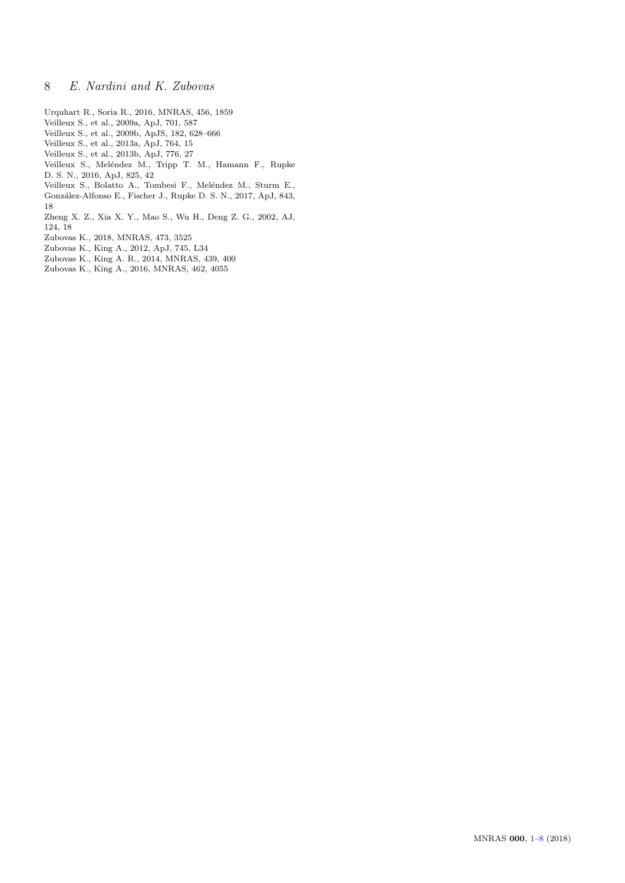Urquhart R., Soria R., 2016, MNRAS, 456, 1859

Veilleux S., et al., 2009a, ApJ, 701, 587

Veilleux S., et al., 2009b, ApJS, 182, 628–666

Veilleux S., et al., 2013a, ApJ, 764, 15

Veilleux S., et al., 2013b, ApJ, 776, 27

Veilleux S., Meléndez M., Tripp T. M., Hamann F., Rupke D. S. N., 2016, ApJ, 825, 42

Veilleux S., Bolatto A., Tombesi F., Meléndez M., Sturm E., González-Alfonso E., Fischer J., Rupke D. S. N., 2017, ApJ, 843, 18

Zheng X. Z., Xia X. Y., Mao S., Wu H., Deng Z. G., 2002, AJ, 124, 18

Zubovas K., 2018, MNRAS, 473, 3525

Zubovas K., King A., 2012, ApJ, 745, L34

Zubovas K., King A. R., 2014, MNRAS, 439, 400

Zubovas K., King A., 2016, MNRAS, 462, 4055